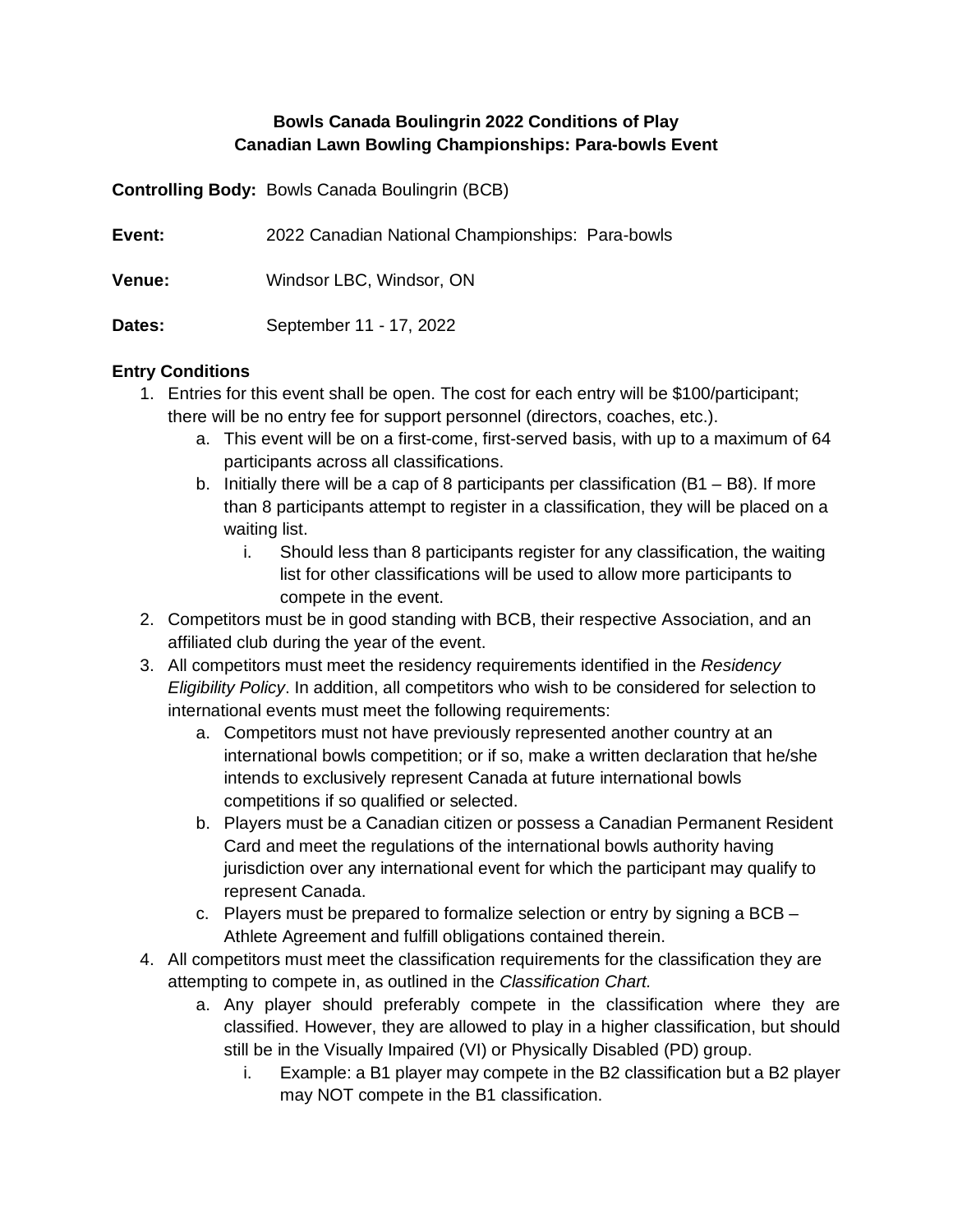**Bowls Canada Boulingrin 2022 Conditions of Play**
**Canadian Lawn Bowling Championships: Para-bowls Event**

**Controlling Body:** Bowls Canada Boulingrin (BCB)

**Event:** 2022 Canadian National Championships: Para-bowls

**Venue:** Windsor LBC, Windsor, ON

**Dates:** September 11 - 17, 2022

## Entry Conditions

1. Entries for this event shall be open. The cost for each entry will be $100/participant; there will be no entry fee for support personnel (directors, coaches, etc.).
   a. This event will be on a first-come, first-served basis, with up to a maximum of 64 participants across all classifications.
   b. Initially there will be a cap of 8 participants per classification (B1 – B8). If more than 8 participants attempt to register in a classification, they will be placed on a waiting list.
      i. Should less than 8 participants register for any classification, the waiting list for other classifications will be used to allow more participants to compete in the event.
2. Competitors must be in good standing with BCB, their respective Association, and an affiliated club during the year of the event.
3. All competitors must meet the residency requirements identified in the *Residency Eligibility Policy*. In addition, all competitors who wish to be considered for selection to international events must meet the following requirements:
   a. Competitors must not have previously represented another country at an international bowls competition; or if so, make a written declaration that he/she intends to exclusively represent Canada at future international bowls competitions if so qualified or selected.
   b. Players must be a Canadian citizen or possess a Canadian Permanent Resident Card and meet the regulations of the international bowls authority having jurisdiction over any international event for which the participant may qualify to represent Canada.
   c. Players must be prepared to formalize selection or entry by signing a BCB – Athlete Agreement and fulfill obligations contained therein.
4. All competitors must meet the classification requirements for the classification they are attempting to compete in, as outlined in the *Classification Chart.*
   a. Any player should preferably compete in the classification where they are classified. However, they are allowed to play in a higher classification, but should still be in the Visually Impaired (VI) or Physically Disabled (PD) group.
      i. Example: a B1 player may compete in the B2 classification but a B2 player may NOT compete in the B1 classification.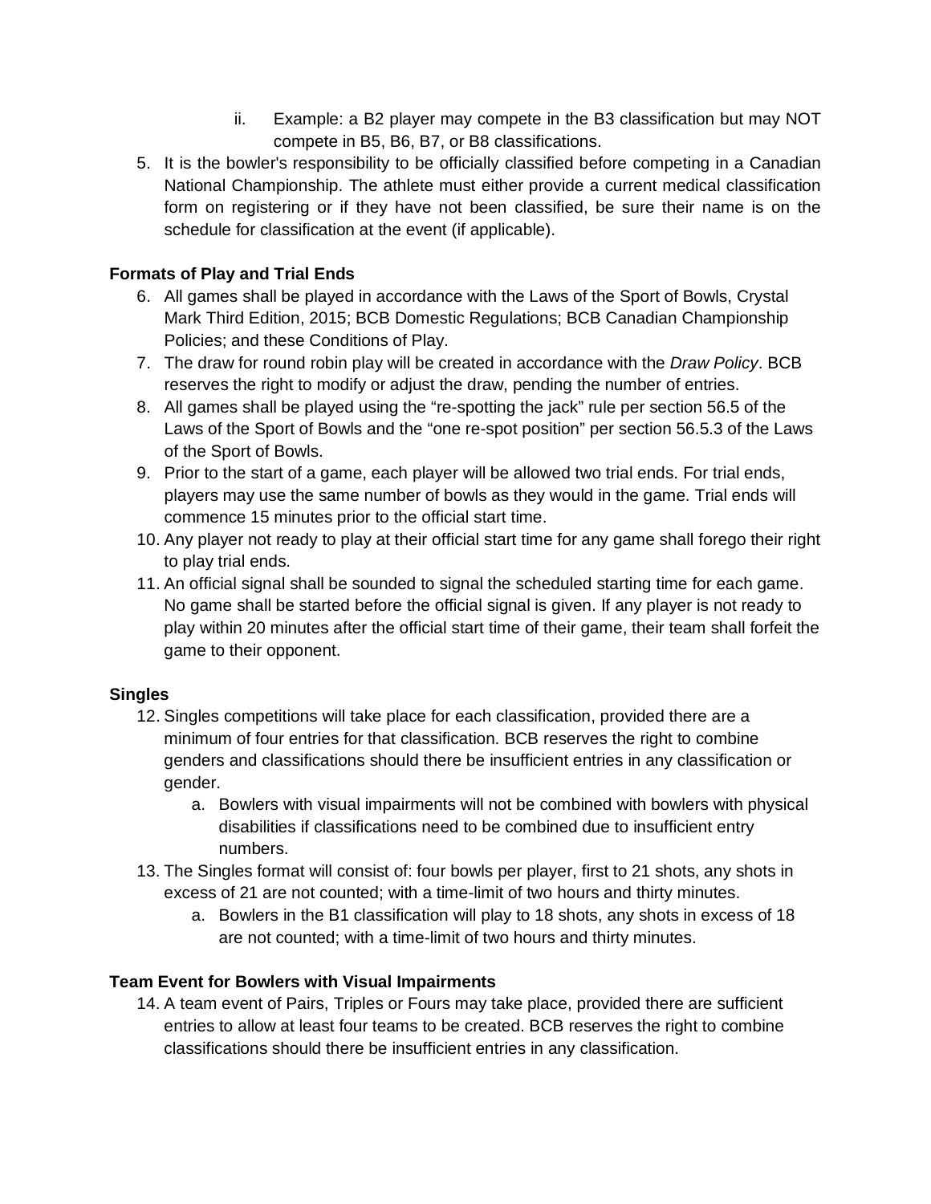ii. Example: a B2 player may compete in the B3 classification but may NOT compete in B5, B6, B7, or B8 classifications.

5. It is the bowler's responsibility to be officially classified before competing in a Canadian National Championship. The athlete must either provide a current medical classification form on registering or if they have not been classified, be sure their name is on the schedule for classification at the event (if applicable).

**Formats of Play and Trial Ends**

6. All games shall be played in accordance with the Laws of the Sport of Bowls, Crystal Mark Third Edition, 2015; BCB Domestic Regulations; BCB Canadian Championship Policies; and these Conditions of Play.
7. The draw for round robin play will be created in accordance with the *Draw Policy*. BCB reserves the right to modify or adjust the draw, pending the number of entries.
8. All games shall be played using the "re-spotting the jack" rule per section 56.5 of the Laws of the Sport of Bowls and the "one re-spot position" per section 56.5.3 of the Laws of the Sport of Bowls.
9. Prior to the start of a game, each player will be allowed two trial ends. For trial ends, players may use the same number of bowls as they would in the game. Trial ends will commence 15 minutes prior to the official start time.
10. Any player not ready to play at their official start time for any game shall forego their right to play trial ends.
11. An official signal shall be sounded to signal the scheduled starting time for each game. No game shall be started before the official signal is given. If any player is not ready to play within 20 minutes after the official start time of their game, their team shall forfeit the game to their opponent.

**Singles**

12. Singles competitions will take place for each classification, provided there are a minimum of four entries for that classification. BCB reserves the right to combine genders and classifications should there be insufficient entries in any classification or gender.
    a. Bowlers with visual impairments will not be combined with bowlers with physical disabilities if classifications need to be combined due to insufficient entry numbers.
13. The Singles format will consist of: four bowls per player, first to 21 shots, any shots in excess of 21 are not counted; with a time-limit of two hours and thirty minutes.
    a. Bowlers in the B1 classification will play to 18 shots, any shots in excess of 18 are not counted; with a time-limit of two hours and thirty minutes.

**Team Event for Bowlers with Visual Impairments**

14. A team event of Pairs, Triples or Fours may take place, provided there are sufficient entries to allow at least four teams to be created. BCB reserves the right to combine classifications should there be insufficient entries in any classification.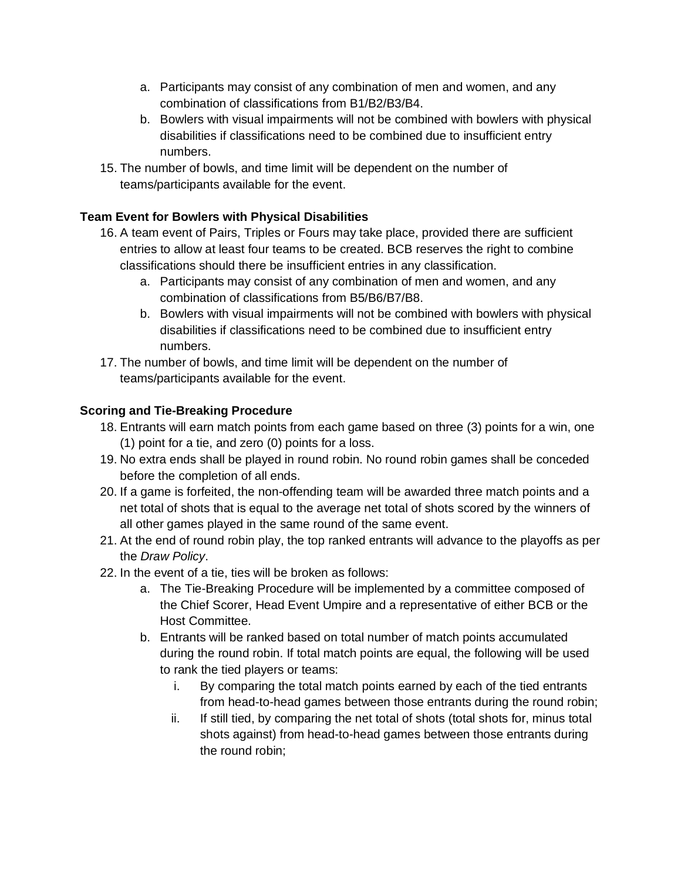a. Participants may consist of any combination of men and women, and any combination of classifications from B1/B2/B3/B4.
  b. Bowlers with visual impairments will not be combined with bowlers with physical disabilities if classifications need to be combined due to insufficient entry numbers.

15. The number of bowls, and time limit will be dependent on the number of teams/participants available for the event.

**Team Event for Bowlers with Physical Disabilities**

16. A team event of Pairs, Triples or Fours may take place, provided there are sufficient entries to allow at least four teams to be created. BCB reserves the right to combine classifications should there be insufficient entries in any classification.
    a. Participants may consist of any combination of men and women, and any combination of classifications from B5/B6/B7/B8.
    b. Bowlers with visual impairments will not be combined with bowlers with physical disabilities if classifications need to be combined due to insufficient entry numbers.
17. The number of bowls, and time limit will be dependent on the number of teams/participants available for the event.

**Scoring and Tie-Breaking Procedure**

18. Entrants will earn match points from each game based on three (3) points for a win, one (1) point for a tie, and zero (0) points for a loss.
19. No extra ends shall be played in round robin. No round robin games shall be conceded before the completion of all ends.
20. If a game is forfeited, the non-offending team will be awarded three match points and a net total of shots that is equal to the average net total of shots scored by the winners of all other games played in the same round of the same event.
21. At the end of round robin play, the top ranked entrants will advance to the playoffs as per the *Draw Policy*.
22. In the event of a tie, ties will be broken as follows:
    a. The Tie-Breaking Procedure will be implemented by a committee composed of the Chief Scorer, Head Event Umpire and a representative of either BCB or the Host Committee.
    b. Entrants will be ranked based on total number of match points accumulated during the round robin. If total match points are equal, the following will be used to rank the tied players or teams:
        i. By comparing the total match points earned by each of the tied entrants from head-to-head games between those entrants during the round robin;
        ii. If still tied, by comparing the net total of shots (total shots for, minus total shots against) from head-to-head games between those entrants during the round robin;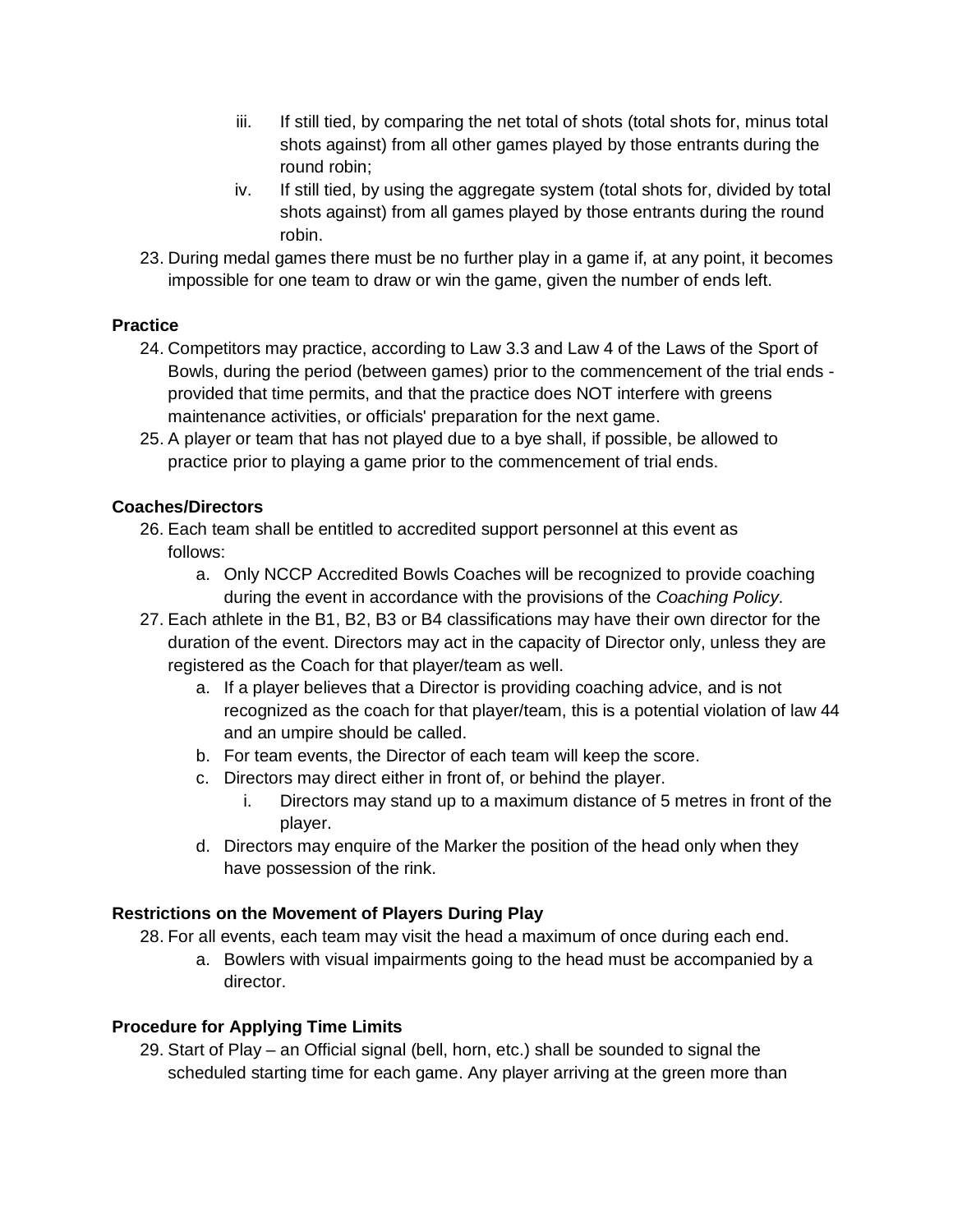iii. If still tied, by comparing the net total of shots (total shots for, minus total shots against) from all other games played by those entrants during the round robin;
    iv. If still tied, by using the aggregate system (total shots for, divided by total shots against) from all games played by those entrants during the round robin.

23. During medal games there must be no further play in a game if, at any point, it becomes impossible for one team to draw or win the game, given the number of ends left.

**Practice**

24. Competitors may practice, according to Law 3.3 and Law 4 of the Laws of the Sport of Bowls, during the period (between games) prior to the commencement of the trial ends - provided that time permits, and that the practice does NOT interfere with greens maintenance activities, or officials' preparation for the next game.
25. A player or team that has not played due to a bye shall, if possible, be allowed to practice prior to playing a game prior to the commencement of trial ends.

**Coaches/Directors**

26. Each team shall be entitled to accredited support personnel at this event as follows:
    a. Only NCCP Accredited Bowls Coaches will be recognized to provide coaching during the event in accordance with the provisions of the *Coaching Policy*.
27. Each athlete in the B1, B2, B3 or B4 classifications may have their own director for the duration of the event. Directors may act in the capacity of Director only, unless they are registered as the Coach for that player/team as well.
    a. If a player believes that a Director is providing coaching advice, and is not recognized as the coach for that player/team, this is a potential violation of law 44 and an umpire should be called.
    b. For team events, the Director of each team will keep the score.
    c. Directors may direct either in front of, or behind the player.
        i. Directors may stand up to a maximum distance of 5 metres in front of the player.
    d. Directors may enquire of the Marker the position of the head only when they have possession of the rink.

**Restrictions on the Movement of Players During Play**

28. For all events, each team may visit the head a maximum of once during each end.
    a. Bowlers with visual impairments going to the head must be accompanied by a director.

**Procedure for Applying Time Limits**

29. Start of Play – an Official signal (bell, horn, etc.) shall be sounded to signal the scheduled starting time for each game. Any player arriving at the green more than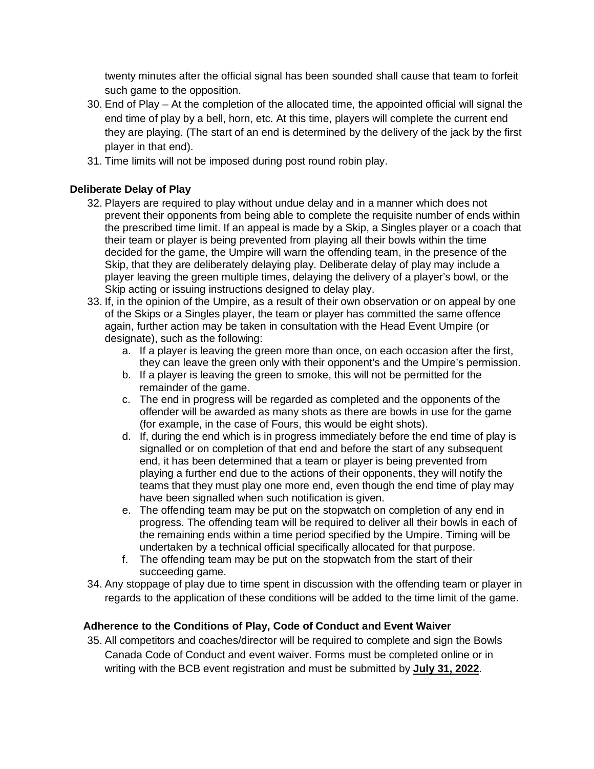twenty minutes after the official signal has been sounded shall cause that team to forfeit such game to the opposition.

30. End of Play – At the completion of the allocated time, the appointed official will signal the end time of play by a bell, horn, etc. At this time, players will complete the current end they are playing. (The start of an end is determined by the delivery of the jack by the first player in that end).
31. Time limits will not be imposed during post round robin play.

### Deliberate Delay of Play

32. Players are required to play without undue delay and in a manner which does not prevent their opponents from being able to complete the requisite number of ends within the prescribed time limit. If an appeal is made by a Skip, a Singles player or a coach that their team or player is being prevented from playing all their bowls within the time decided for the game, the Umpire will warn the offending team, in the presence of the Skip, that they are deliberately delaying play. Deliberate delay of play may include a player leaving the green multiple times, delaying the delivery of a player's bowl, or the Skip acting or issuing instructions designed to delay play.
33. If, in the opinion of the Umpire, as a result of their own observation or on appeal by one of the Skips or a Singles player, the team or player has committed the same offence again, further action may be taken in consultation with the Head Event Umpire (or designate), such as the following:
    a. If a player is leaving the green more than once, on each occasion after the first, they can leave the green only with their opponent's and the Umpire's permission.
    b. If a player is leaving the green to smoke, this will not be permitted for the remainder of the game.
    c. The end in progress will be regarded as completed and the opponents of the offender will be awarded as many shots as there are bowls in use for the game (for example, in the case of Fours, this would be eight shots).
    d. If, during the end which is in progress immediately before the end time of play is signalled or on completion of that end and before the start of any subsequent end, it has been determined that a team or player is being prevented from playing a further end due to the actions of their opponents, they will notify the teams that they must play one more end, even though the end time of play may have been signalled when such notification is given.
    e. The offending team may be put on the stopwatch on completion of any end in progress. The offending team will be required to deliver all their bowls in each of the remaining ends within a time period specified by the Umpire. Timing will be undertaken by a technical official specifically allocated for that purpose.
    f. The offending team may be put on the stopwatch from the start of their succeeding game.
34. Any stoppage of play due to time spent in discussion with the offending team or player in regards to the application of these conditions will be added to the time limit of the game.

### Adherence to the Conditions of Play, Code of Conduct and Event Waiver

35. All competitors and coaches/director will be required to complete and sign the Bowls Canada Code of Conduct and event waiver. Forms must be completed online or in writing with the BCB event registration and must be submitted by **July 31, 2022**.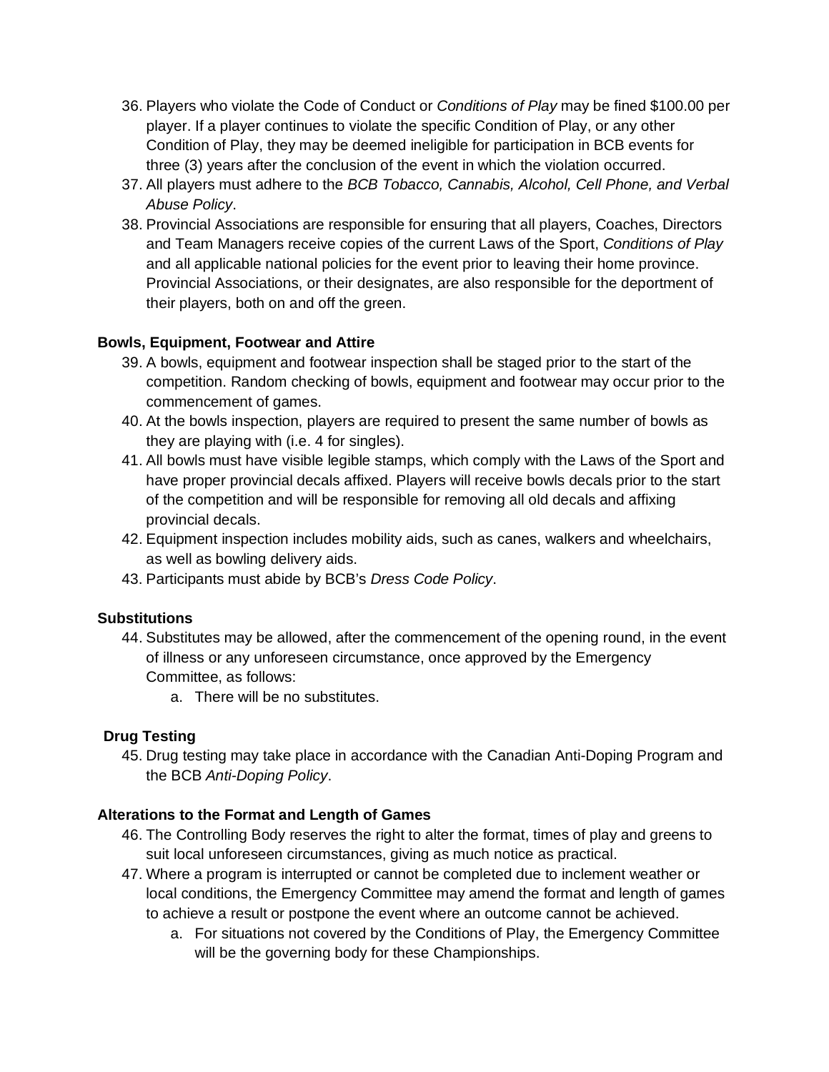36. Players who violate the Code of Conduct or *Conditions of Play* may be fined $100.00 per player. If a player continues to violate the specific Condition of Play, or any other Condition of Play, they may be deemed ineligible for participation in BCB events for three (3) years after the conclusion of the event in which the violation occurred.
37. All players must adhere to the *BCB Tobacco, Cannabis, Alcohol, Cell Phone, and Verbal Abuse Policy*.
38. Provincial Associations are responsible for ensuring that all players, Coaches, Directors and Team Managers receive copies of the current Laws of the Sport, *Conditions of Play* and all applicable national policies for the event prior to leaving their home province. Provincial Associations, or their designates, are also responsible for the deportment of their players, both on and off the green.

**Bowls, Equipment, Footwear and Attire**

39. A bowls, equipment and footwear inspection shall be staged prior to the start of the competition. Random checking of bowls, equipment and footwear may occur prior to the commencement of games.
40. At the bowls inspection, players are required to present the same number of bowls as they are playing with (i.e. 4 for singles).
41. All bowls must have visible legible stamps, which comply with the Laws of the Sport and have proper provincial decals affixed. Players will receive bowls decals prior to the start of the competition and will be responsible for removing all old decals and affixing provincial decals.
42. Equipment inspection includes mobility aids, such as canes, walkers and wheelchairs, as well as bowling delivery aids.
43. Participants must abide by BCB's *Dress Code Policy*.

**Substitutions**

44. Substitutes may be allowed, after the commencement of the opening round, in the event of illness or any unforeseen circumstance, once approved by the Emergency Committee, as follows:
    a. There will be no substitutes.

**Drug Testing**

45. Drug testing may take place in accordance with the Canadian Anti-Doping Program and the BCB *Anti-Doping Policy*.

**Alterations to the Format and Length of Games**

46. The Controlling Body reserves the right to alter the format, times of play and greens to suit local unforeseen circumstances, giving as much notice as practical.
47. Where a program is interrupted or cannot be completed due to inclement weather or local conditions, the Emergency Committee may amend the format and length of games to achieve a result or postpone the event where an outcome cannot be achieved.
    a. For situations not covered by the Conditions of Play, the Emergency Committee will be the governing body for these Championships.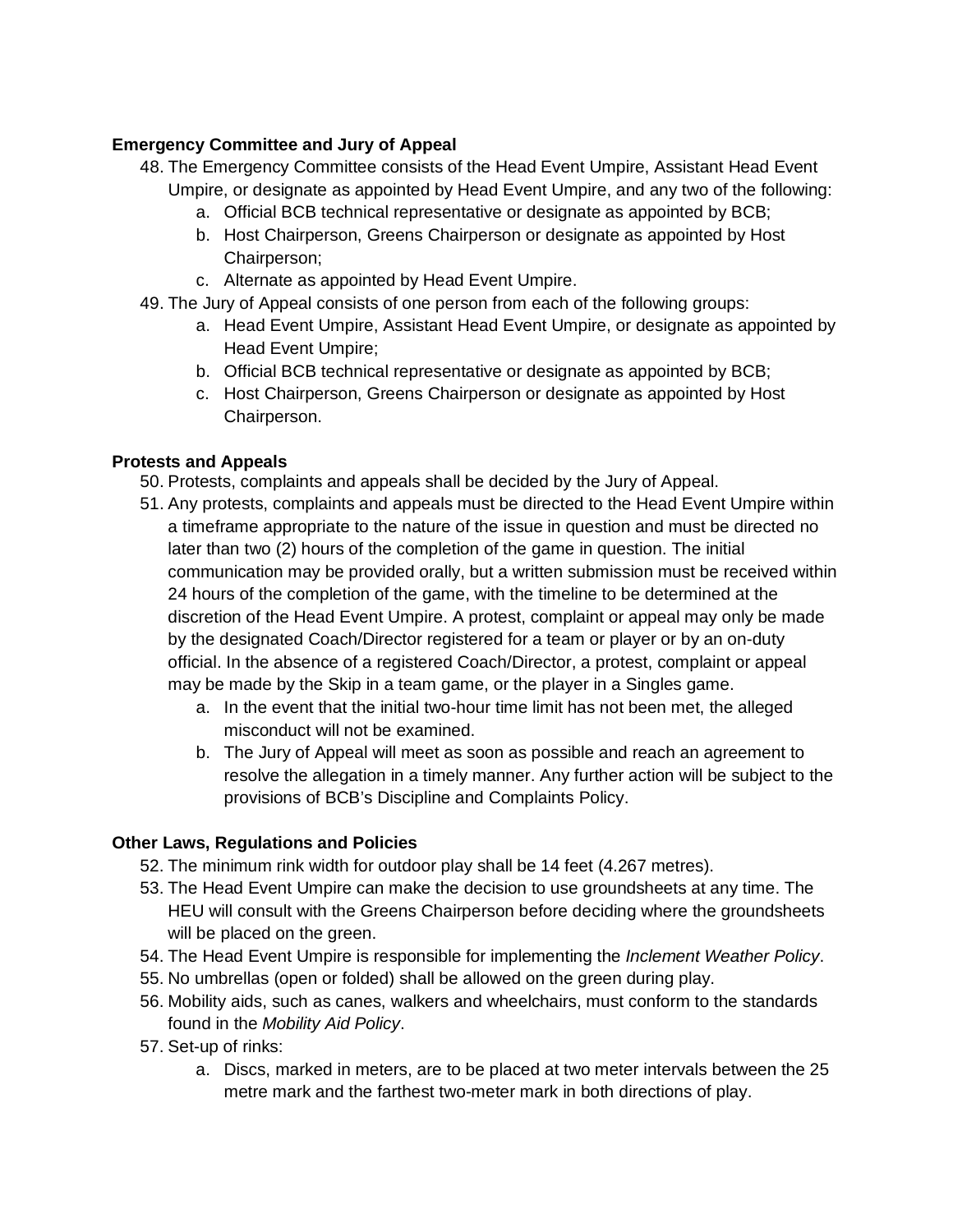**Emergency Committee and Jury of Appeal**

48. The Emergency Committee consists of the Head Event Umpire, Assistant Head Event Umpire, or designate as appointed by Head Event Umpire, and any two of the following:
    a. Official BCB technical representative or designate as appointed by BCB;
    b. Host Chairperson, Greens Chairperson or designate as appointed by Host Chairperson;
    c. Alternate as appointed by Head Event Umpire.
49. The Jury of Appeal consists of one person from each of the following groups:
    a. Head Event Umpire, Assistant Head Event Umpire, or designate as appointed by Head Event Umpire;
    b. Official BCB technical representative or designate as appointed by BCB;
    c. Host Chairperson, Greens Chairperson or designate as appointed by Host Chairperson.

**Protests and Appeals**

50. Protests, complaints and appeals shall be decided by the Jury of Appeal.
51. Any protests, complaints and appeals must be directed to the Head Event Umpire within a timeframe appropriate to the nature of the issue in question and must be directed no later than two (2) hours of the completion of the game in question. The initial communication may be provided orally, but a written submission must be received within 24 hours of the completion of the game, with the timeline to be determined at the discretion of the Head Event Umpire. A protest, complaint or appeal may only be made by the designated Coach/Director registered for a team or player or by an on-duty official. In the absence of a registered Coach/Director, a protest, complaint or appeal may be made by the Skip in a team game, or the player in a Singles game.
    a. In the event that the initial two-hour time limit has not been met, the alleged misconduct will not be examined.
    b. The Jury of Appeal will meet as soon as possible and reach an agreement to resolve the allegation in a timely manner. Any further action will be subject to the provisions of BCB's Discipline and Complaints Policy.

**Other Laws, Regulations and Policies**

52. The minimum rink width for outdoor play shall be 14 feet (4.267 metres).
53. The Head Event Umpire can make the decision to use groundsheets at any time. The HEU will consult with the Greens Chairperson before deciding where the groundsheets will be placed on the green.
54. The Head Event Umpire is responsible for implementing the *Inclement Weather Policy*.
55. No umbrellas (open or folded) shall be allowed on the green during play.
56. Mobility aids, such as canes, walkers and wheelchairs, must conform to the standards found in the *Mobility Aid Policy*.
57. Set-up of rinks:
    a. Discs, marked in meters, are to be placed at two meter intervals between the 25 metre mark and the farthest two-meter mark in both directions of play.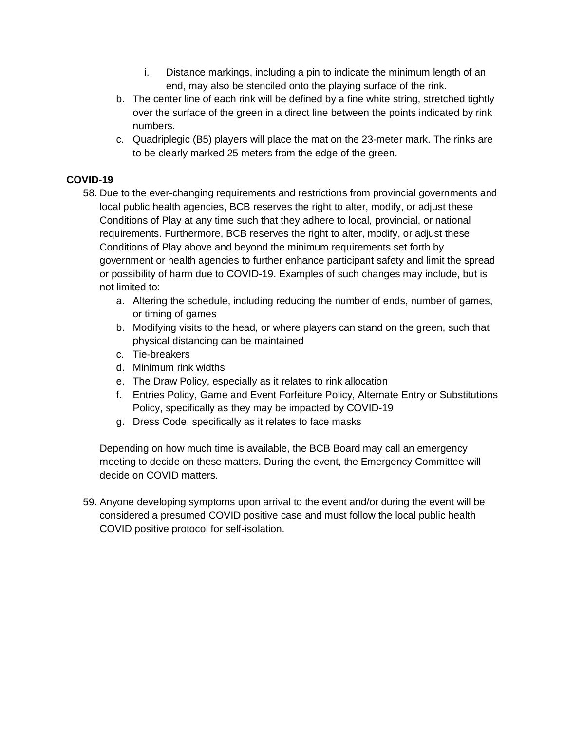i. Distance markings, including a pin to indicate the minimum length of an end, may also be stenciled onto the playing surface of the rink.

b. The center line of each rink will be defined by a fine white string, stretched tightly over the surface of the green in a direct line between the points indicated by rink numbers.

c. Quadriplegic (B5) players will place the mat on the 23-meter mark. The rinks are to be clearly marked 25 meters from the edge of the green.

**COVID-19**

58. Due to the ever-changing requirements and restrictions from provincial governments and local public health agencies, BCB reserves the right to alter, modify, or adjust these Conditions of Play at any time such that they adhere to local, provincial, or national requirements. Furthermore, BCB reserves the right to alter, modify, or adjust these Conditions of Play above and beyond the minimum requirements set forth by government or health agencies to further enhance participant safety and limit the spread or possibility of harm due to COVID-19. Examples of such changes may include, but is not limited to:
    a. Altering the schedule, including reducing the number of ends, number of games, or timing of games
    b. Modifying visits to the head, or where players can stand on the green, such that physical distancing can be maintained
    c. Tie-breakers
    d. Minimum rink widths
    e. The Draw Policy, especially as it relates to rink allocation
    f. Entries Policy, Game and Event Forfeiture Policy, Alternate Entry or Substitutions Policy, specifically as they may be impacted by COVID-19
    g. Dress Code, specifically as it relates to face masks

    Depending on how much time is available, the BCB Board may call an emergency meeting to decide on these matters. During the event, the Emergency Committee will decide on COVID matters.

59. Anyone developing symptoms upon arrival to the event and/or during the event will be considered a presumed COVID positive case and must follow the local public health COVID positive protocol for self-isolation.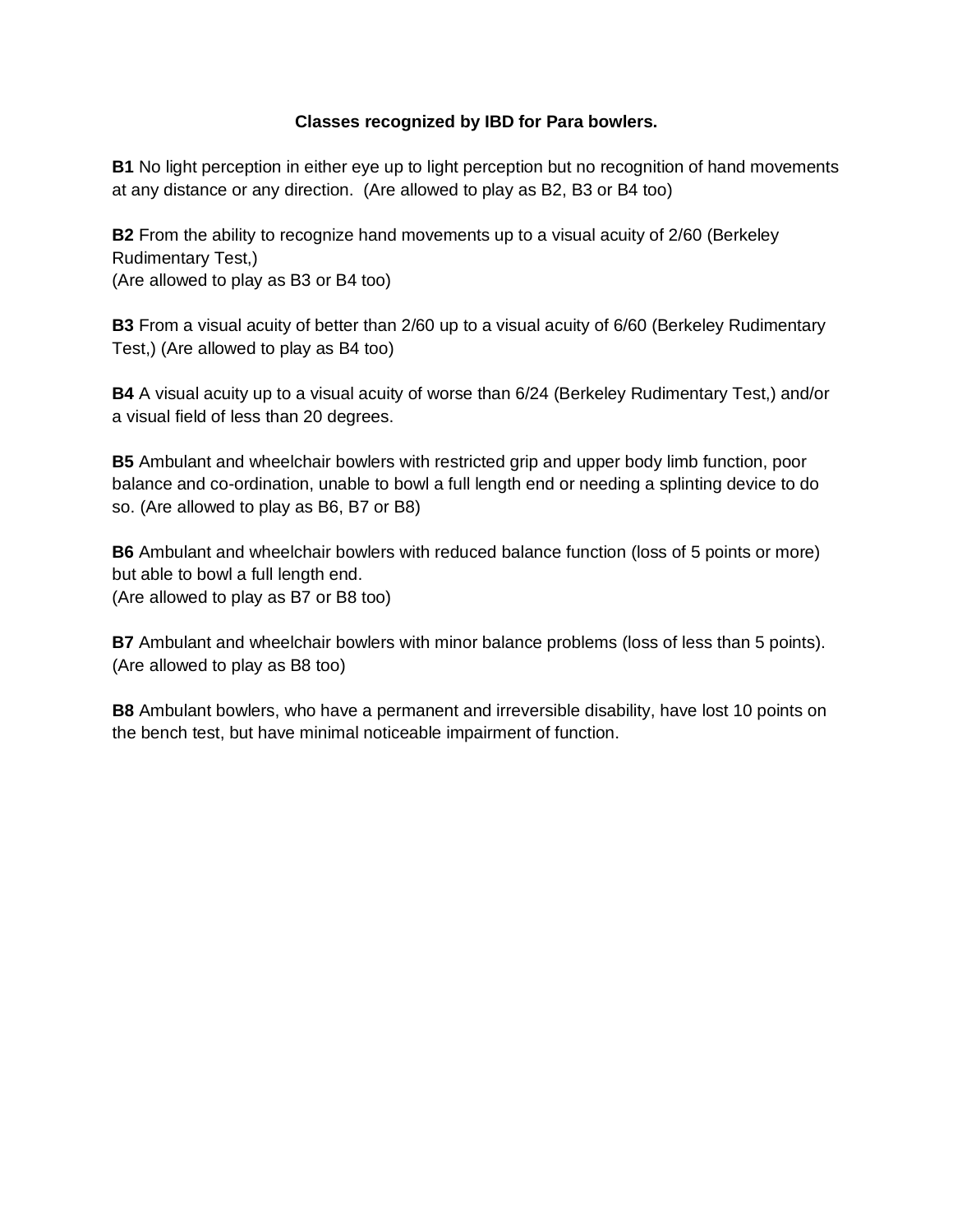**Classes recognized by IBD for Para bowlers.**

**B1** No light perception in either eye up to light perception but no recognition of hand movements at any distance or any direction. (Are allowed to play as B2, B3 or B4 too)

**B2** From the ability to recognize hand movements up to a visual acuity of 2/60 (Berkeley Rudimentary Test,)
(Are allowed to play as B3 or B4 too)

**B3** From a visual acuity of better than 2/60 up to a visual acuity of 6/60 (Berkeley Rudimentary Test,) (Are allowed to play as B4 too)

**B4** A visual acuity up to a visual acuity of worse than 6/24 (Berkeley Rudimentary Test,) and/or a visual field of less than 20 degrees.

**B5** Ambulant and wheelchair bowlers with restricted grip and upper body limb function, poor balance and co-ordination, unable to bowl a full length end or needing a splinting device to do so. (Are allowed to play as B6, B7 or B8)

**B6** Ambulant and wheelchair bowlers with reduced balance function (loss of 5 points or more) but able to bowl a full length end.
(Are allowed to play as B7 or B8 too)

**B7** Ambulant and wheelchair bowlers with minor balance problems (loss of less than 5 points).
(Are allowed to play as B8 too)

**B8** Ambulant bowlers, who have a permanent and irreversible disability, have lost 10 points on the bench test, but have minimal noticeable impairment of function.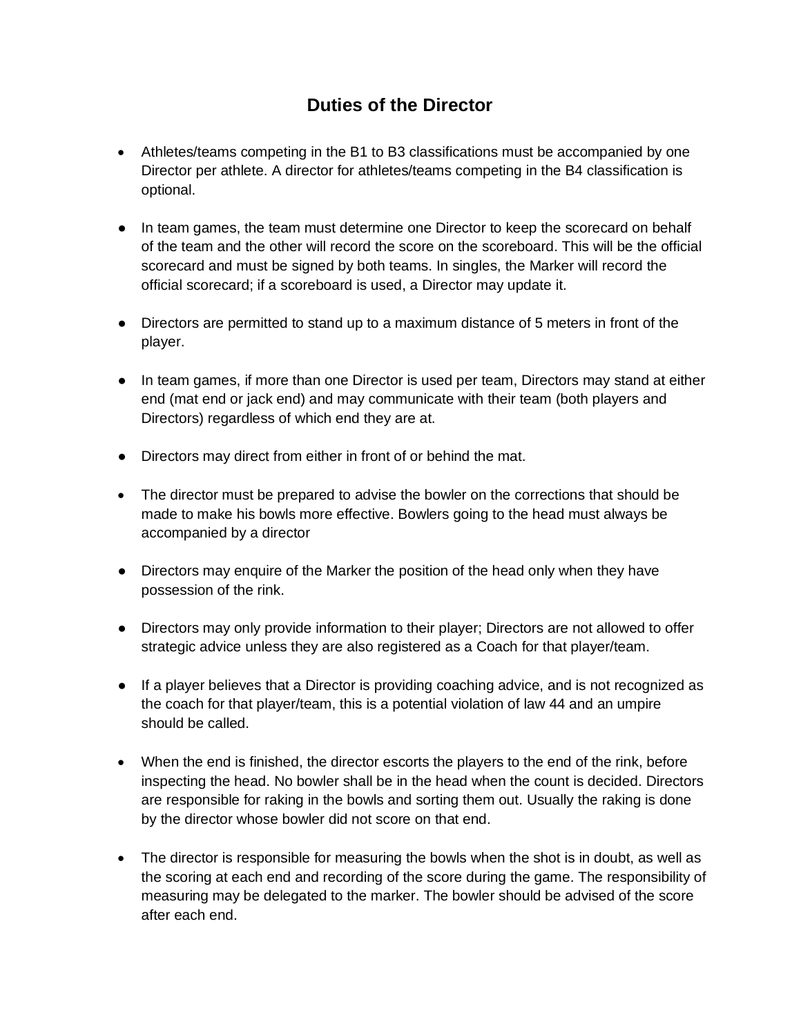## Duties of the Director

- Athletes/teams competing in the B1 to B3 classifications must be accompanied by one Director per athlete. A director for athletes/teams competing in the B4 classification is optional.
- In team games, the team must determine one Director to keep the scorecard on behalf of the team and the other will record the score on the scoreboard. This will be the official scorecard and must be signed by both teams. In singles, the Marker will record the official scorecard; if a scoreboard is used, a Director may update it.
- Directors are permitted to stand up to a maximum distance of 5 meters in front of the player.
- In team games, if more than one Director is used per team, Directors may stand at either end (mat end or jack end) and may communicate with their team (both players and Directors) regardless of which end they are at.
- Directors may direct from either in front of or behind the mat.
- The director must be prepared to advise the bowler on the corrections that should be made to make his bowls more effective. Bowlers going to the head must always be accompanied by a director
- Directors may enquire of the Marker the position of the head only when they have possession of the rink.
- Directors may only provide information to their player; Directors are not allowed to offer strategic advice unless they are also registered as a Coach for that player/team.
- If a player believes that a Director is providing coaching advice, and is not recognized as the coach for that player/team, this is a potential violation of law 44 and an umpire should be called.
- When the end is finished, the director escorts the players to the end of the rink, before inspecting the head. No bowler shall be in the head when the count is decided. Directors are responsible for raking in the bowls and sorting them out. Usually the raking is done by the director whose bowler did not score on that end.
- The director is responsible for measuring the bowls when the shot is in doubt, as well as the scoring at each end and recording of the score during the game. The responsibility of measuring may be delegated to the marker. The bowler should be advised of the score after each end.